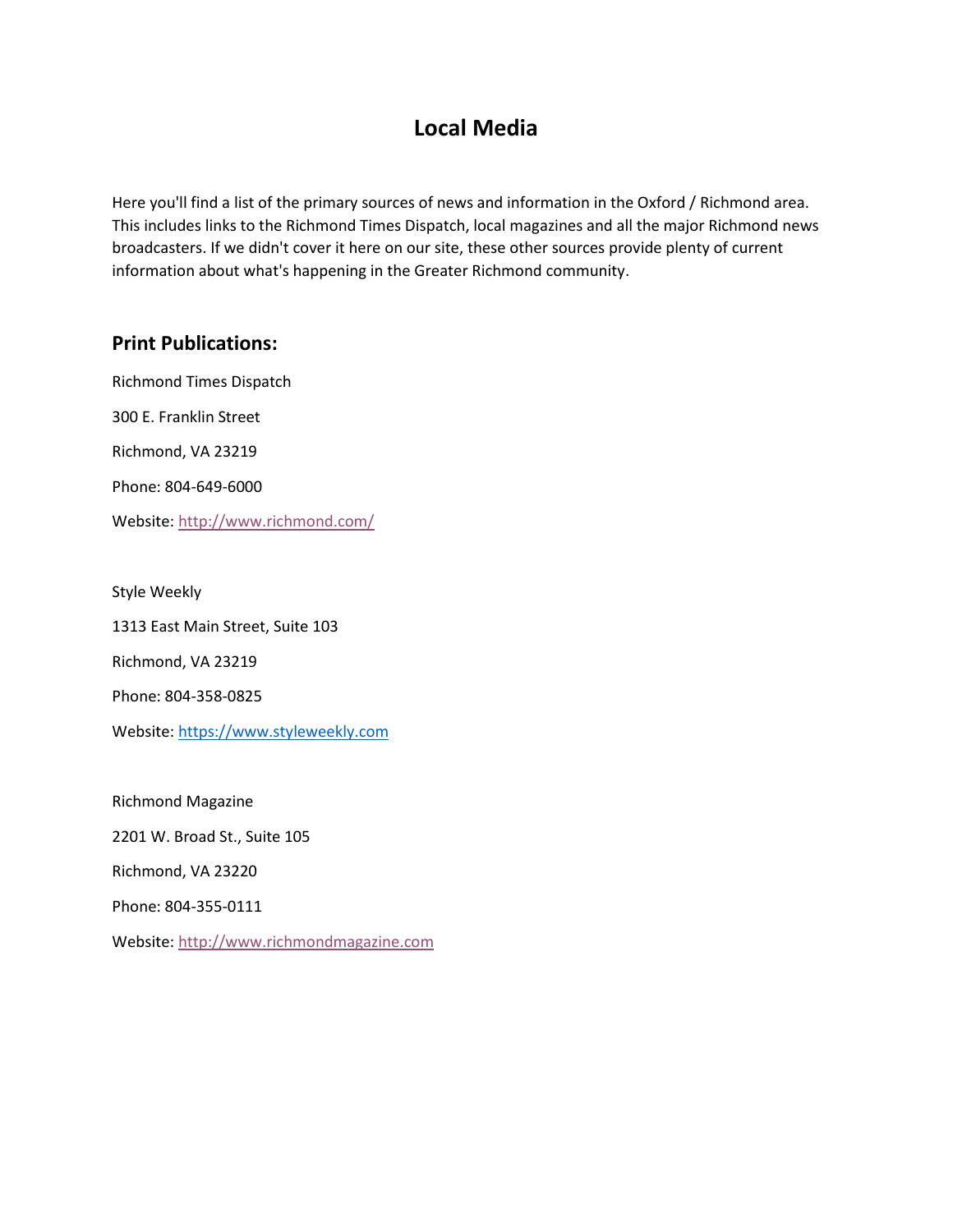# Local Media

Here you'll find a list of the primary sources of news and information in the Oxford / Richmond area. This includes links to the Richmond Times Dispatch, local magazines and all the major Richmond news broadcasters. If we didn't cover it here on our site, these other sources provide plenty of current information about what's happening in the Greater Richmond community.

## Print Publications:

Richmond Times Dispatch

300 E. Franklin Street

Richmond, VA 23219

Phone: 804-649-6000

Website: http://www.richmond.com/

Style Weekly

1313 East Main Street, Suite 103

Richmond, VA 23219

Phone: 804-358-0825

Website: https://www.styleweekly.com

Richmond Magazine

2201 W. Broad St., Suite 105

Richmond, VA 23220

Phone: 804-355-0111

Website: http://www.richmondmagazine.com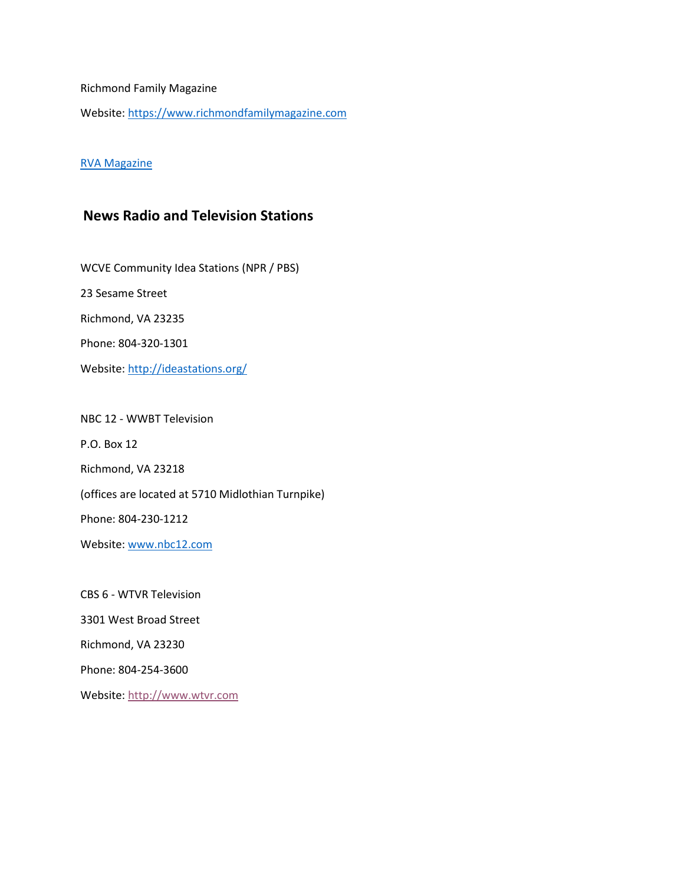Richmond Family Magazine

Website: https://www.richmondfamilymagazine.com

RVA Magazine

## News Radio and Television Stations

WCVE Community Idea Stations (NPR / PBS)

23 Sesame Street

Richmond, VA 23235

Phone: 804-320-1301

Website: http://ideastations.org/

NBC 12 - WWBT Television

P.O. Box 12

Richmond, VA 23218

(offices are located at 5710 Midlothian Turnpike)

Phone: 804-230-1212

Website: www.nbc12.com

CBS 6 - WTVR Television

3301 West Broad Street

Richmond, VA 23230

Phone: 804-254-3600

Website: http://www.wtvr.com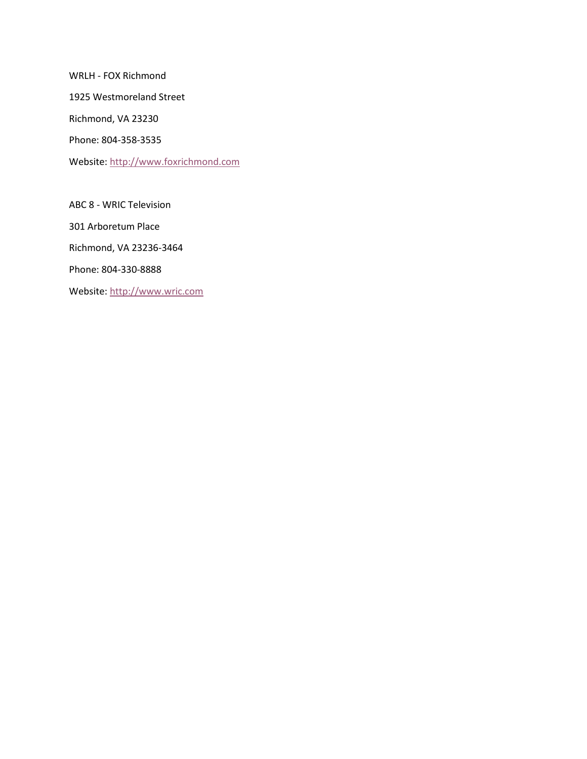WRLH - FOX Richmond

1925 Westmoreland Street

Richmond, VA 23230

Phone: 804-358-3535

Website: [http://www.foxrichmond.com](http://www.foxrichmond.com)

ABC 8 - WRIC Television

301 Arboretum Place

Richmond, VA 23236-3464

Phone: 804-330-8888

Website: [http://www.wric.com](http://www.wric.com)